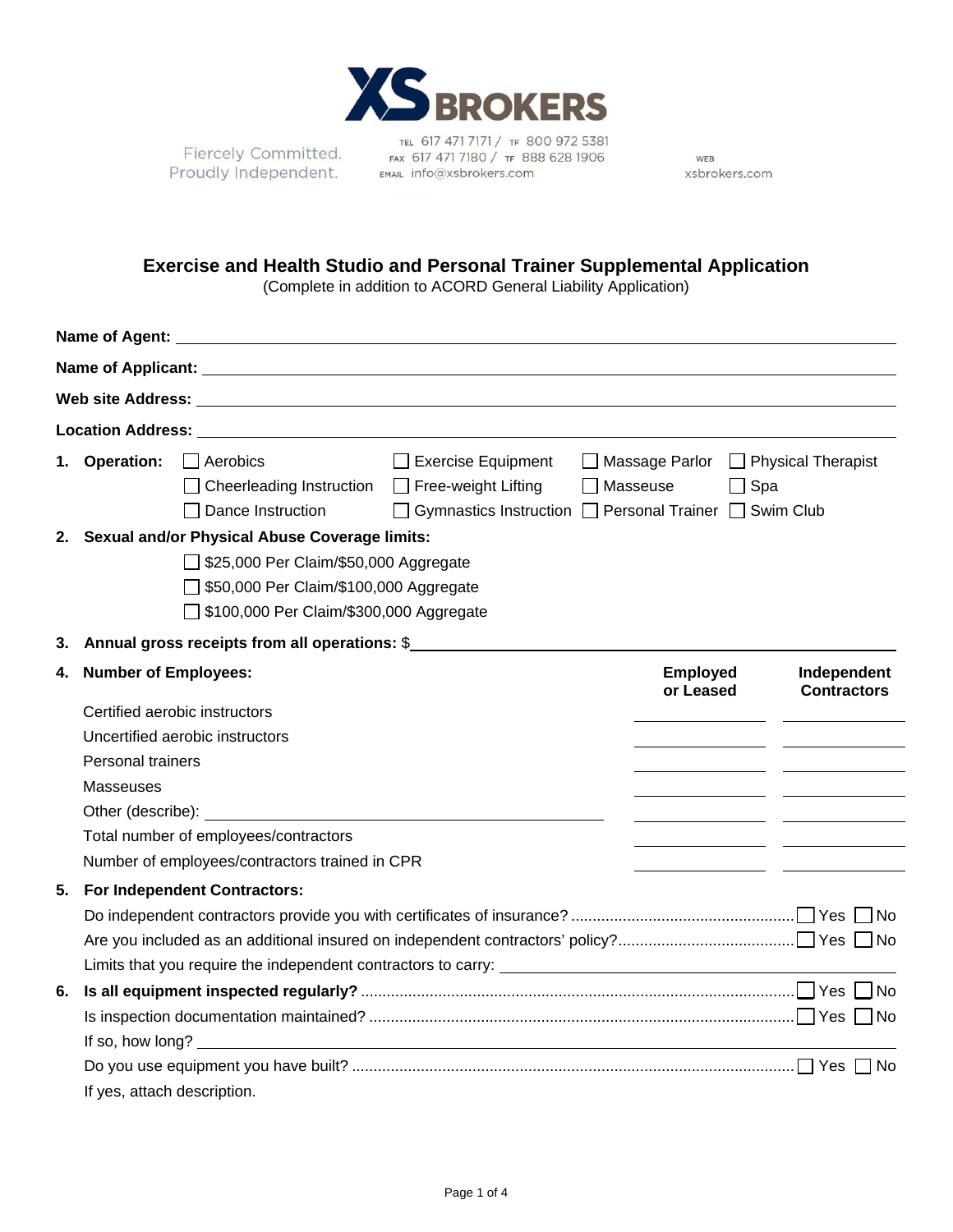XS BROKERS

Fiercely Committed. Proudly Independent.

TEL 617 471 7171 / TF 800 972 5381
FAX 617 471 7180 / TF 888 628 1906
EMAIL info@xsbrokers.com

WEB xsbrokers.com

## Exercise and Health Studio and Personal Trainer Supplemental Application

(Complete in addition to ACORD General Liability Application)

**Name of Agent:** ____________________

**Name of Applicant:** ____________________

**Web site Address:** ____________________

**Location Address:** ____________________

1. **Operation:**
   - ☐ Aerobics
   - ☐ Cheerleading Instruction
   - ☐ Dance Instruction
   - ☐ Exercise Equipment
   - ☐ Free-weight Lifting
   - ☐ Gymnastics Instruction
   - ☐ Massage Parlor
   - ☐ Masseuse
   - ☐ Personal Trainer
   - ☐ Physical Therapist
   - ☐ Spa
   - ☐ Swim Club

2. **Sexual and/or Physical Abuse Coverage limits:**
   - ☐ $25,000 Per Claim/$50,000 Aggregate
   - ☐ $50,000 Per Claim/$100,000 Aggregate
   - ☐ $100,000 Per Claim/$300,000 Aggregate

3. **Annual gross receipts from all operations:** $____________________

4. **Number of Employees:**

| | **Employed or Leased** | **Independent Contractors** |
|---|---|---|
| Certified aerobic instructors | | |
| Uncertified aerobic instructors | | |
| Personal trainers | | |
| Masseuses | | |
| Other (describe): ____________________ | | |
| Total number of employees/contractors | | |
| Number of employees/contractors trained in CPR | | |

5. **For Independent Contractors:**
   - Do independent contractors provide you with certificates of insurance? ☐ Yes ☐ No
   - Are you included as an additional insured on independent contractors' policy? ☐ Yes ☐ No
   - Limits that you require the independent contractors to carry: ____________________

6. **Is all equipment inspected regularly?** ☐ Yes ☐ No
   - Is inspection documentation maintained? ☐ Yes ☐ No
   - If so, how long? ____________________
   - Do you use equipment you have built? ☐ Yes ☐ No
   - If yes, attach description.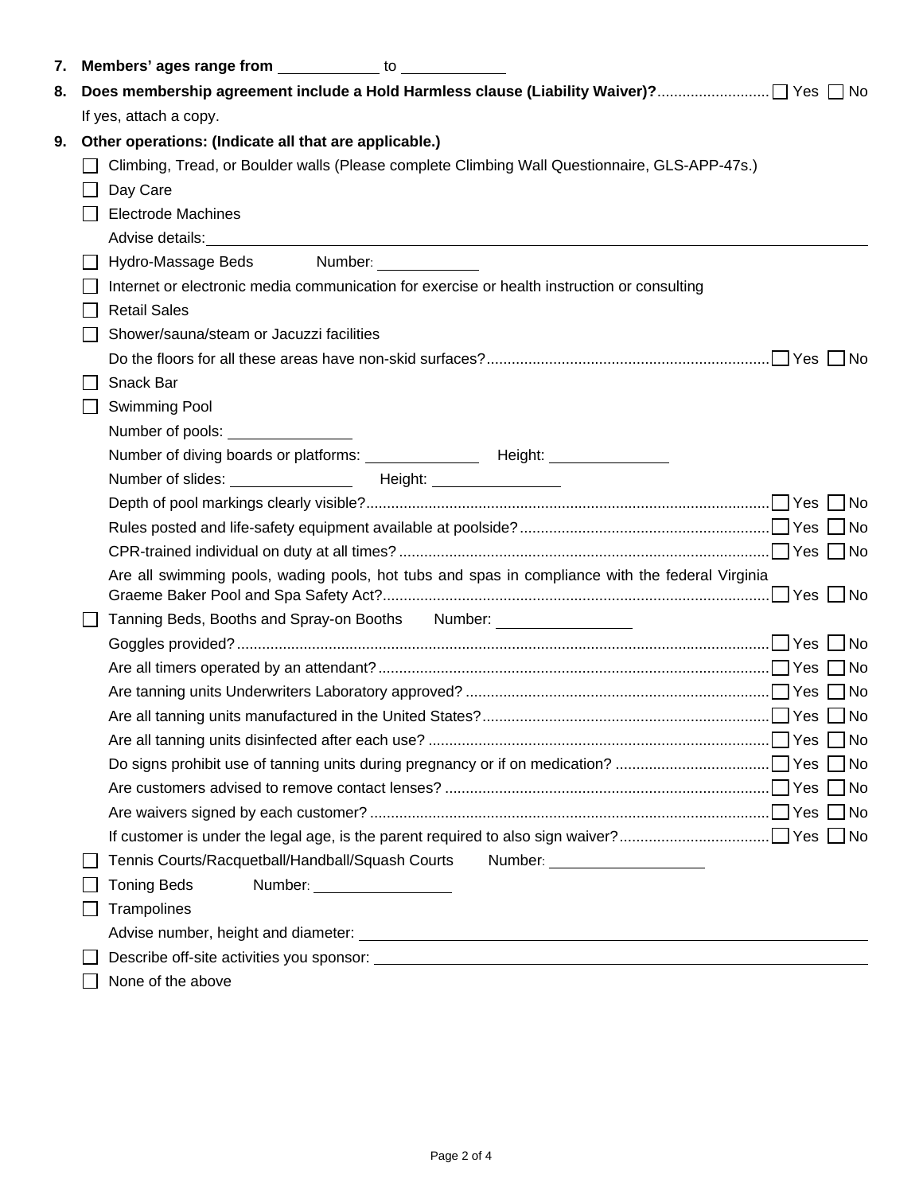7. **Members' ages range from** ____________ to ____________

8. **Does membership agreement include a Hold Harmless clause (Liability Waiver)?** .......... ☐ Yes ☐ No

   If yes, attach a copy.

9. **Other operations: (Indicate all that are applicable.)**

   - ☐ Climbing, Tread, or Boulder walls (Please complete Climbing Wall Questionnaire, GLS-APP-47s.)
   - ☐ Day Care
   - ☐ Electrode Machines

     Advise details: ____________________________________________
   - ☐ Hydro-Massage Beds Number: ____________
   - ☐ Internet or electronic media communication for exercise or health instruction or consulting
   - ☐ Retail Sales
   - ☐ Shower/sauna/steam or Jacuzzi facilities

     Do the floors for all these areas have non-skid surfaces? .......... ☐ Yes ☐ No
   - ☐ Snack Bar
   - ☐ Swimming Pool

     Number of pools: ______________

     Number of diving boards or platforms: ______________ Height: ______________

     Number of slides: ______________ Height: ______________

     Depth of pool markings clearly visible? .......... ☐ Yes ☐ No

     Rules posted and life-safety equipment available at poolside? .......... ☐ Yes ☐ No

     CPR-trained individual on duty at all times? .......... ☐ Yes ☐ No

     Are all swimming pools, wading pools, hot tubs and spas in compliance with the federal Virginia Graeme Baker Pool and Spa Safety Act? .......... ☐ Yes ☐ No
   - ☐ Tanning Beds, Booths and Spray-on Booths Number: ______________

     Goggles provided? .......... ☐ Yes ☐ No

     Are all timers operated by an attendant? .......... ☐ Yes ☐ No

     Are tanning units Underwriters Laboratory approved? .......... ☐ Yes ☐ No

     Are all tanning units manufactured in the United States? .......... ☐ Yes ☐ No

     Are all tanning units disinfected after each use? .......... ☐ Yes ☐ No

     Do signs prohibit use of tanning units during pregnancy or if on medication? .......... ☐ Yes ☐ No

     Are customers advised to remove contact lenses? .......... ☐ Yes ☐ No

     Are waivers signed by each customer? .......... ☐ Yes ☐ No

     If customer is under the legal age, is the parent required to also sign waiver? .......... ☐ Yes ☐ No
   - ☐ Tennis Courts/Racquetball/Handball/Squash Courts Number: ______________
   - ☐ Toning Beds Number: ______________
   - ☐ Trampolines

     Advise number, height and diameter: ____________________________________________
   - ☐ Describe off-site activities you sponsor: ____________________________________________
   - ☐ None of the above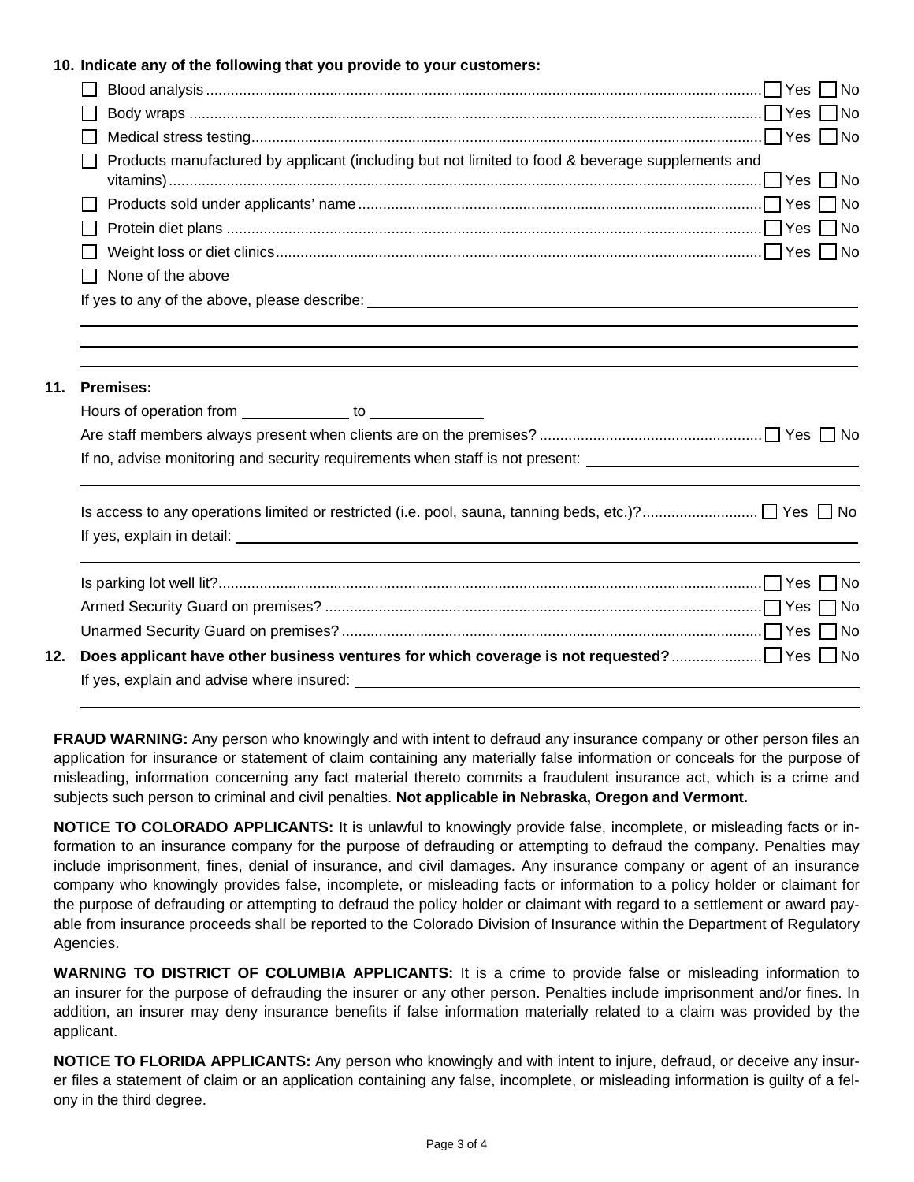**10. Indicate any of the following that you provide to your customers:**

- ☐ Blood analysis ☐ Yes ☐ No
- ☐ Body wraps ☐ Yes ☐ No
- ☐ Medical stress testing ☐ Yes ☐ No
- ☐ Products manufactured by applicant (including but not limited to food & beverage supplements and vitamins) ☐ Yes ☐ No
- ☐ Products sold under applicants' name ☐ Yes ☐ No
- ☐ Protein diet plans ☐ Yes ☐ No
- ☐ Weight loss or diet clinics ☐ Yes ☐ No
- ☐ None of the above

If yes to any of the above, please describe: ______________________________

______________________________

______________________________

______________________________

**11. Premises:**

Hours of operation from ____________ to ____________

Are staff members always present when clients are on the premises? ☐ Yes ☐ No

If no, advise monitoring and security requirements when staff is not present: ______________________________

______________________________

Is access to any operations limited or restricted (i.e. pool, sauna, tanning beds, etc.)? ☐ Yes ☐ No

If yes, explain in detail: ______________________________

______________________________

Is parking lot well lit? ☐ Yes ☐ No

Armed Security Guard on premises? ☐ Yes ☐ No

Unarmed Security Guard on premises? ☐ Yes ☐ No

**12. Does applicant have other business ventures for which coverage is not requested?** ☐ Yes ☐ No

If yes, explain and advise where insured: ______________________________

______________________________

**FRAUD WARNING:** Any person who knowingly and with intent to defraud any insurance company or other person files an application for insurance or statement of claim containing any materially false information or conceals for the purpose of misleading, information concerning any fact material thereto commits a fraudulent insurance act, which is a crime and subjects such person to criminal and civil penalties. **Not applicable in Nebraska, Oregon and Vermont.**

**NOTICE TO COLORADO APPLICANTS:** It is unlawful to knowingly provide false, incomplete, or misleading facts or information to an insurance company for the purpose of defrauding or attempting to defraud the company. Penalties may include imprisonment, fines, denial of insurance, and civil damages. Any insurance company or agent of an insurance company who knowingly provides false, incomplete, or misleading facts or information to a policy holder or claimant for the purpose of defrauding or attempting to defraud the policy holder or claimant with regard to a settlement or award payable from insurance proceeds shall be reported to the Colorado Division of Insurance within the Department of Regulatory Agencies.

**WARNING TO DISTRICT OF COLUMBIA APPLICANTS:** It is a crime to provide false or misleading information to an insurer for the purpose of defrauding the insurer or any other person. Penalties include imprisonment and/or fines. In addition, an insurer may deny insurance benefits if false information materially related to a claim was provided by the applicant.

**NOTICE TO FLORIDA APPLICANTS:** Any person who knowingly and with intent to injure, defraud, or deceive any insurer files a statement of claim or an application containing any false, incomplete, or misleading information is guilty of a felony in the third degree.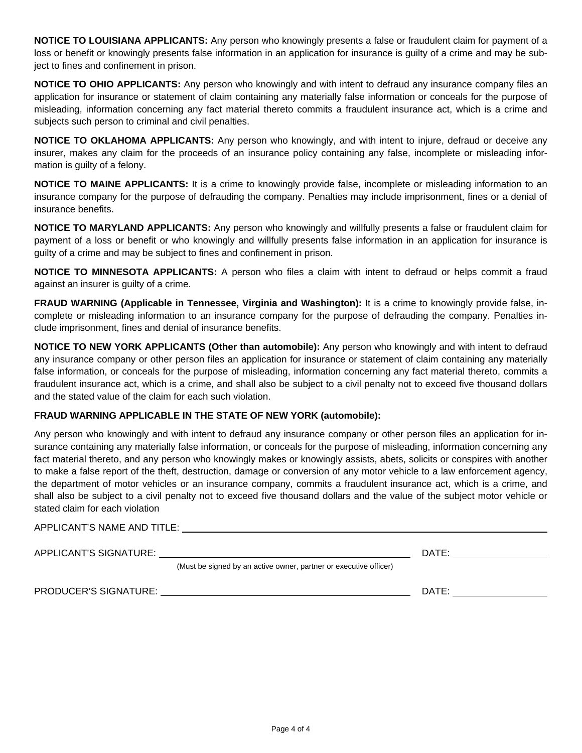**NOTICE TO LOUISIANA APPLICANTS:** Any person who knowingly presents a false or fraudulent claim for payment of a loss or benefit or knowingly presents false information in an application for insurance is guilty of a crime and may be subject to fines and confinement in prison.

**NOTICE TO OHIO APPLICANTS:** Any person who knowingly and with intent to defraud any insurance company files an application for insurance or statement of claim containing any materially false information or conceals for the purpose of misleading, information concerning any fact material thereto commits a fraudulent insurance act, which is a crime and subjects such person to criminal and civil penalties.

**NOTICE TO OKLAHOMA APPLICANTS:** Any person who knowingly, and with intent to injure, defraud or deceive any insurer, makes any claim for the proceeds of an insurance policy containing any false, incomplete or misleading information is guilty of a felony.

**NOTICE TO MAINE APPLICANTS:** It is a crime to knowingly provide false, incomplete or misleading information to an insurance company for the purpose of defrauding the company. Penalties may include imprisonment, fines or a denial of insurance benefits.

**NOTICE TO MARYLAND APPLICANTS:** Any person who knowingly and willfully presents a false or fraudulent claim for payment of a loss or benefit or who knowingly and willfully presents false information in an application for insurance is guilty of a crime and may be subject to fines and confinement in prison.

**NOTICE TO MINNESOTA APPLICANTS:** A person who files a claim with intent to defraud or helps commit a fraud against an insurer is guilty of a crime.

**FRAUD WARNING (Applicable in Tennessee, Virginia and Washington):** It is a crime to knowingly provide false, incomplete or misleading information to an insurance company for the purpose of defrauding the company. Penalties include imprisonment, fines and denial of insurance benefits.

**NOTICE TO NEW YORK APPLICANTS (Other than automobile):** Any person who knowingly and with intent to defraud any insurance company or other person files an application for insurance or statement of claim containing any materially false information, or conceals for the purpose of misleading, information concerning any fact material thereto, commits a fraudulent insurance act, which is a crime, and shall also be subject to a civil penalty not to exceed five thousand dollars and the stated value of the claim for each such violation.

**FRAUD WARNING APPLICABLE IN THE STATE OF NEW YORK (automobile):**

Any person who knowingly and with intent to defraud any insurance company or other person files an application for insurance containing any materially false information, or conceals for the purpose of misleading, information concerning any fact material thereto, and any person who knowingly makes or knowingly assists, abets, solicits or conspires with another to make a false report of the theft, destruction, damage or conversion of any motor vehicle to a law enforcement agency, the department of motor vehicles or an insurance company, commits a fraudulent insurance act, which is a crime, and shall also be subject to a civil penalty not to exceed five thousand dollars and the value of the subject motor vehicle or stated claim for each violation

APPLICANT'S NAME AND TITLE: ______________________________________________

APPLICANT'S SIGNATURE: ______________________________ DATE: ______________

(Must be signed by an active owner, partner or executive officer)

PRODUCER'S SIGNATURE: ______________________________ DATE: ______________